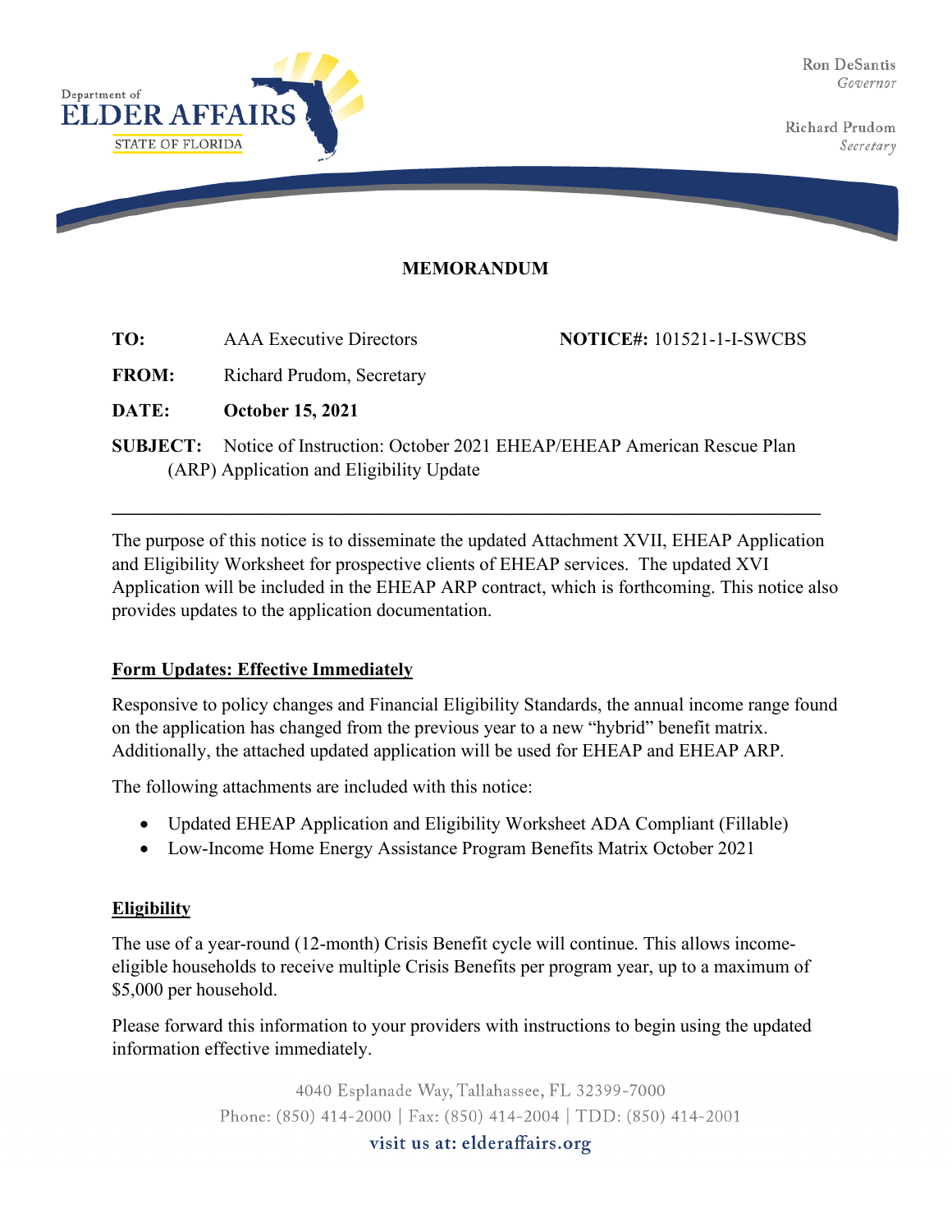Department of
**ELDER AFFAIRS**
STATE OF FLORIDA

Ron DeSantis
*Governor*

Richard Prudom
*Secretary*

# MEMORANDUM

**TO:** AAA Executive Directors **NOTICE#:** 101521-1-I-SWCBS

**FROM:** Richard Prudom, Secretary

**DATE:** **October 15, 2021**

**SUBJECT:** Notice of Instruction: October 2021 EHEAP/EHEAP American Rescue Plan (ARP) Application and Eligibility Update

---

The purpose of this notice is to disseminate the updated Attachment XVII, EHEAP Application and Eligibility Worksheet for prospective clients of EHEAP services. The updated XVI Application will be included in the EHEAP ARP contract, which is forthcoming. This notice also provides updates to the application documentation.

## Form Updates: Effective Immediately

Responsive to policy changes and Financial Eligibility Standards, the annual income range found on the application has changed from the previous year to a new "hybrid" benefit matrix. Additionally, the attached updated application will be used for EHEAP and EHEAP ARP.

The following attachments are included with this notice:

- Updated EHEAP Application and Eligibility Worksheet ADA Compliant (Fillable)
- Low-Income Home Energy Assistance Program Benefits Matrix October 2021

## Eligibility

The use of a year-round (12-month) Crisis Benefit cycle will continue. This allows income-eligible households to receive multiple Crisis Benefits per program year, up to a maximum of $5,000 per household.

Please forward this information to your providers with instructions to begin using the updated information effective immediately.

4040 Esplanade Way, Tallahassee, FL 32399-7000
Phone: (850) 414-2000 | Fax: (850) 414-2004 | TDD: (850) 414-2001
visit us at: elderaffairs.org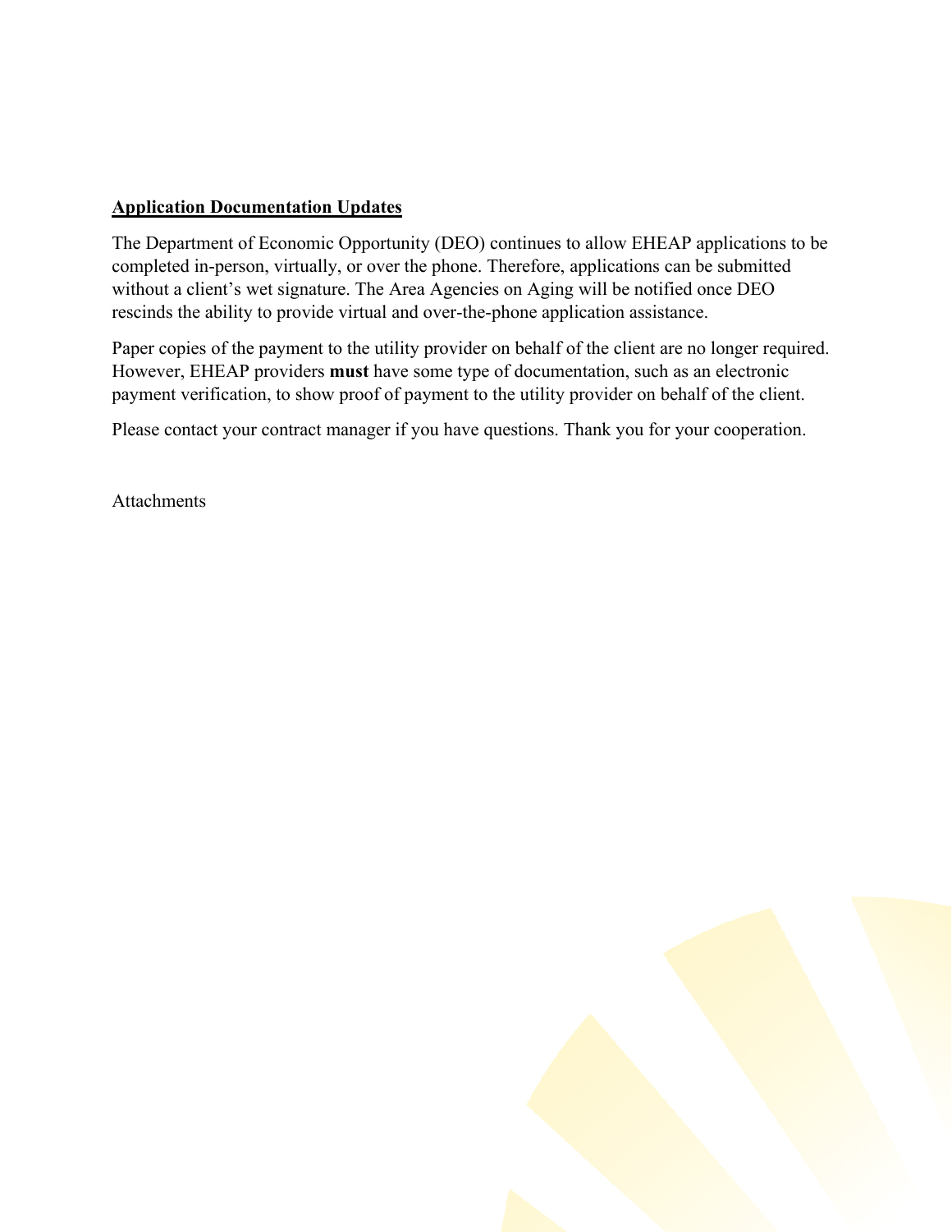**Application Documentation Updates**

The Department of Economic Opportunity (DEO) continues to allow EHEAP applications to be completed in-person, virtually, or over the phone. Therefore, applications can be submitted without a client's wet signature. The Area Agencies on Aging will be notified once DEO rescinds the ability to provide virtual and over-the-phone application assistance.

Paper copies of the payment to the utility provider on behalf of the client are no longer required. However, EHEAP providers **must** have some type of documentation, such as an electronic payment verification, to show proof of payment to the utility provider on behalf of the client.

Please contact your contract manager if you have questions. Thank you for your cooperation.

Attachments